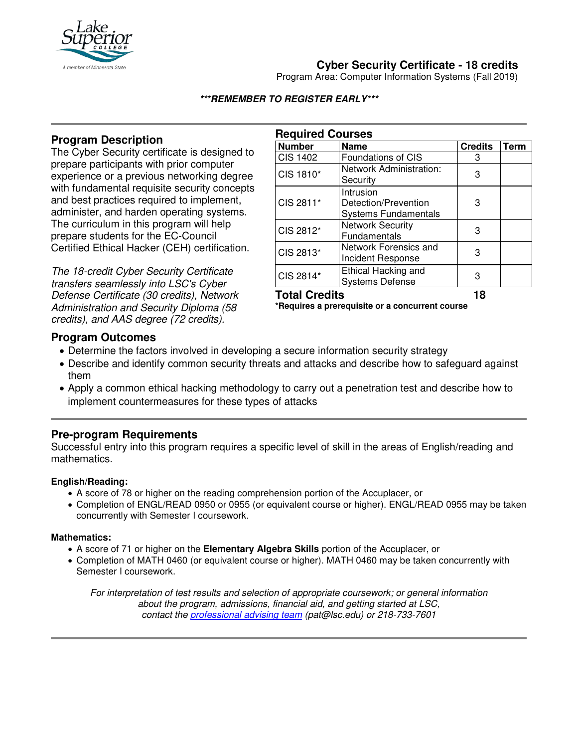# Cyber Security Certificate - 18 credits

Program Area: Computer Information Systems (Fall 2019)

***REMEMBER TO REGISTER EARLY***

## Program Description

The Cyber Security certificate is designed to prepare participants with prior computer experience or a previous networking degree with fundamental requisite security concepts and best practices required to implement, administer, and harden operating systems. The curriculum in this program will help prepare students for the EC-Council Certified Ethical Hacker (CEH) certification.

*The 18-credit Cyber Security Certificate transfers seamlessly into LSC's Cyber Defense Certificate (30 credits), Network Administration and Security Diploma (58 credits), and AAS degree (72 credits).*

## Required Courses

| Number | Name | Credits | Term |
|---|---|---|---|
| CIS 1402 | Foundations of CIS | 3 | |
| CIS 1810* | Network Administration: Security | 3 | |
| CIS 2811* | Intrusion Detection/Prevention Systems Fundamentals | 3 | |
| CIS 2812* | Network Security Fundamentals | 3 | |
| CIS 2813* | Network Forensics and Incident Response | 3 | |
| CIS 2814* | Ethical Hacking and Systems Defense | 3 | |
| **Total Credits** | | **18** | |

***Requires a prerequisite or a concurrent course**

## Program Outcomes

- Determine the factors involved in developing a secure information security strategy
- Describe and identify common security threats and attacks and describe how to safeguard against them
- Apply a common ethical hacking methodology to carry out a penetration test and describe how to implement countermeasures for these types of attacks

## Pre-program Requirements

Successful entry into this program requires a specific level of skill in the areas of English/reading and mathematics.

**English/Reading:**

- A score of 78 or higher on the reading comprehension portion of the Accuplacer, or
- Completion of ENGL/READ 0950 or 0955 (or equivalent course or higher). ENGL/READ 0955 may be taken concurrently with Semester I coursework.

**Mathematics:**

- A score of 71 or higher on the **Elementary Algebra Skills** portion of the Accuplacer, or
- Completion of MATH 0460 (or equivalent course or higher). MATH 0460 may be taken concurrently with Semester I coursework.

*For interpretation of test results and selection of appropriate coursework; or general information about the program, admissions, financial aid, and getting started at LSC, contact the professional advising team (pat@lsc.edu) or 218-733-7601*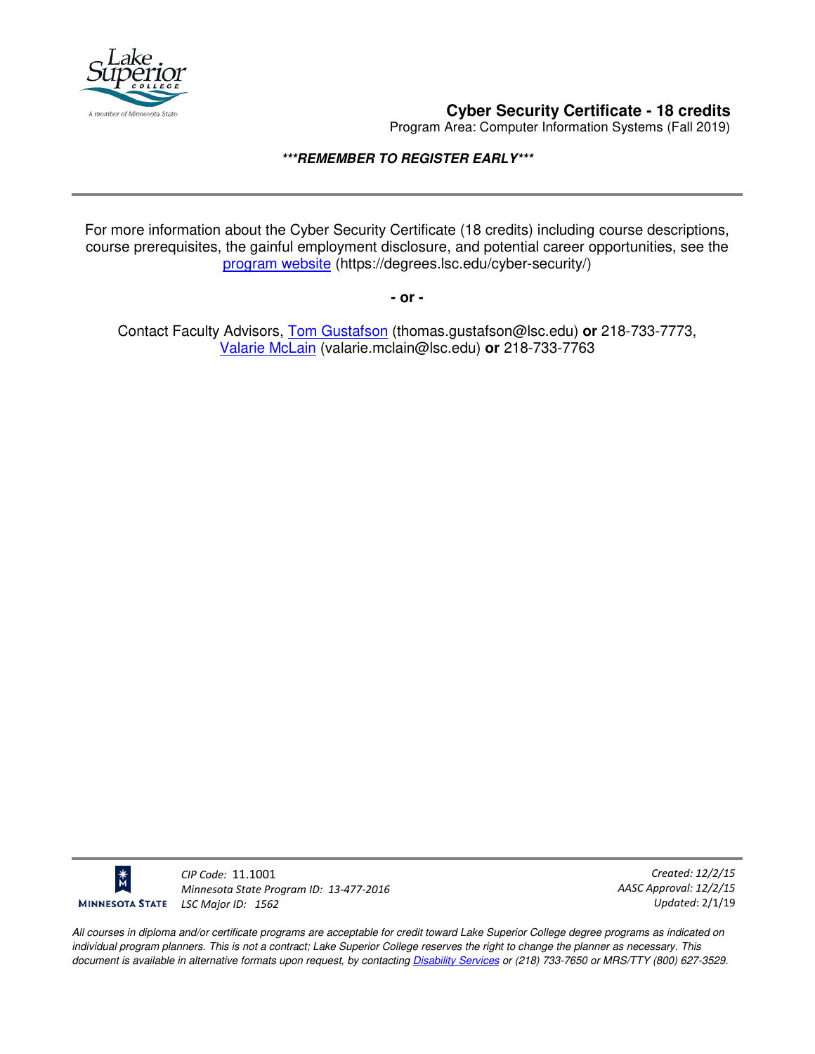**Cyber Security Certificate - 18 credits**
Program Area: Computer Information Systems (Fall 2019)

***REMEMBER TO REGISTER EARLY***

---

For more information about the Cyber Security Certificate (18 credits) including course descriptions, course prerequisites, the gainful employment disclosure, and potential career opportunities, see the program website (https://degrees.lsc.edu/cyber-security/)

**- or -**

Contact Faculty Advisors, Tom Gustafson (thomas.gustafson@lsc.edu) **or** 218-733-7773, Valarie McLain (valarie.mclain@lsc.edu) **or** 218-733-7763

---

*CIP Code:* 11.1001
*Minnesota State Program ID: 13-477-2016*
*LSC Major ID: 1562*

*Created: 12/2/15*
*AASC Approval: 12/2/15*
*Updated*: 2/1/19

*All courses in diploma and/or certificate programs are acceptable for credit toward Lake Superior College degree programs as indicated on individual program planners. This is not a contract; Lake Superior College reserves the right to change the planner as necessary. This document is available in alternative formats upon request, by contacting Disability Services or (218) 733-7650 or MRS/TTY (800) 627-3529.*